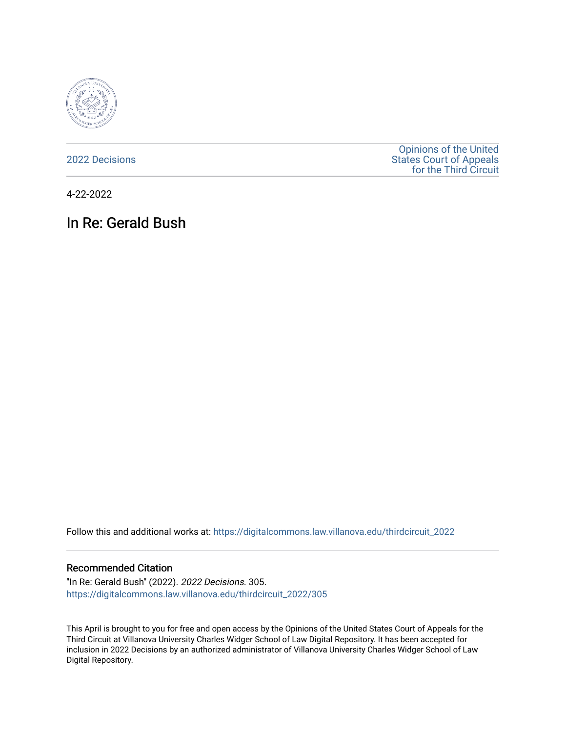2022 Decisions

Opinions of the United States Court of Appeals for the Third Circuit

4-22-2022

# In Re: Gerald Bush

Follow this and additional works at: https://digitalcommons.law.villanova.edu/thirdcircuit_2022

## Recommended Citation

"In Re: Gerald Bush" (2022). *2022 Decisions*. 305.
https://digitalcommons.law.villanova.edu/thirdcircuit_2022/305

This April is brought to you for free and open access by the Opinions of the United States Court of Appeals for the Third Circuit at Villanova University Charles Widger School of Law Digital Repository. It has been accepted for inclusion in 2022 Decisions by an authorized administrator of Villanova University Charles Widger School of Law Digital Repository.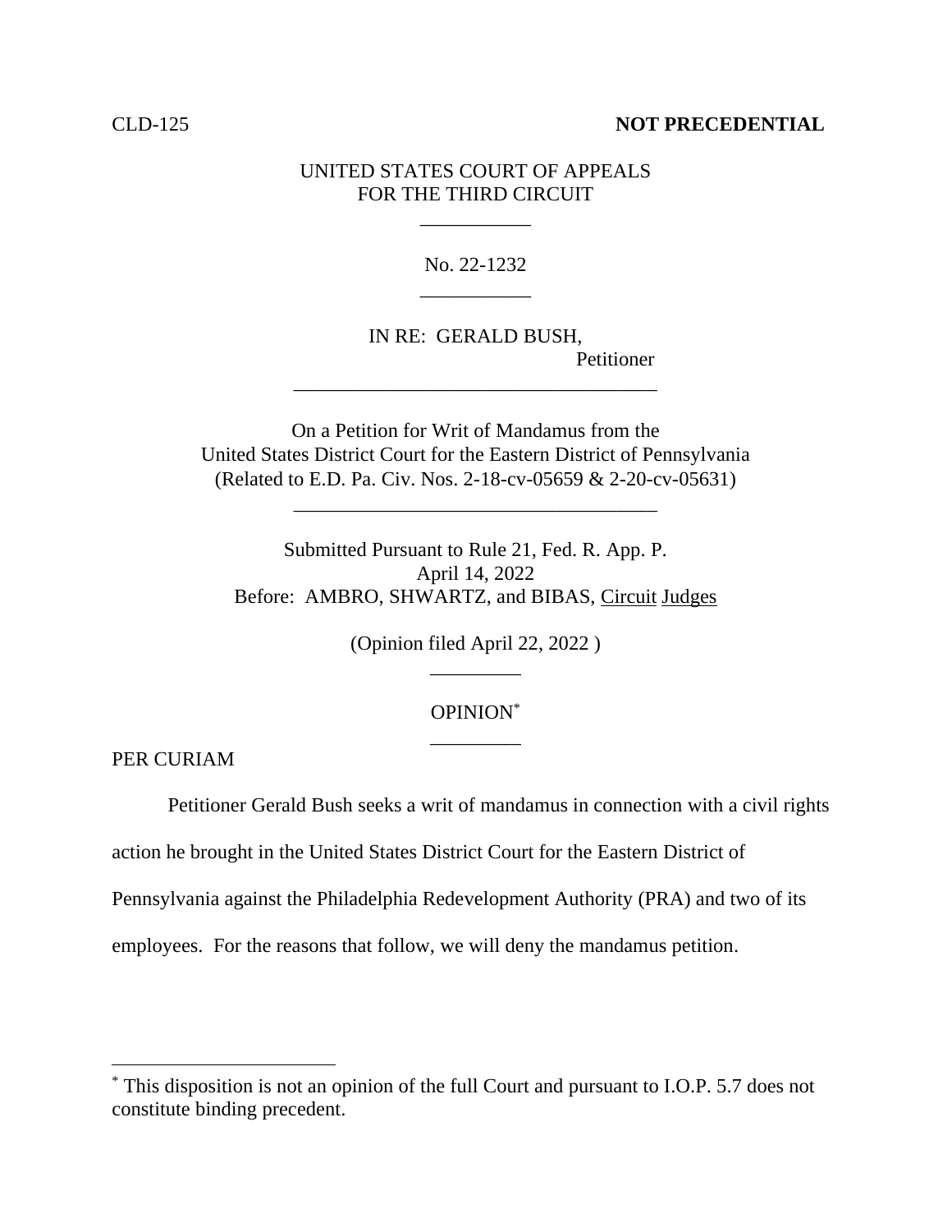CLD-125 **NOT PRECEDENTIAL**

UNITED STATES COURT OF APPEALS
FOR THE THIRD CIRCUIT

No. 22-1232

IN RE: GERALD BUSH,
Petitioner

On a Petition for Writ of Mandamus from the
United States District Court for the Eastern District of Pennsylvania
(Related to E.D. Pa. Civ. Nos. 2-18-cv-05659 & 2-20-cv-05631)

Submitted Pursuant to Rule 21, Fed. R. App. P.
April 14, 2022
Before: AMBRO, SHWARTZ, and BIBAS, Circuit Judges

(Opinion filed April 22, 2022 )

OPINION[*]

PER CURIAM

Petitioner Gerald Bush seeks a writ of mandamus in connection with a civil rights action he brought in the United States District Court for the Eastern District of Pennsylvania against the Philadelphia Redevelopment Authority (PRA) and two of its employees. For the reasons that follow, we will deny the mandamus petition.

[*] This disposition is not an opinion of the full Court and pursuant to I.O.P. 5.7 does not constitute binding precedent.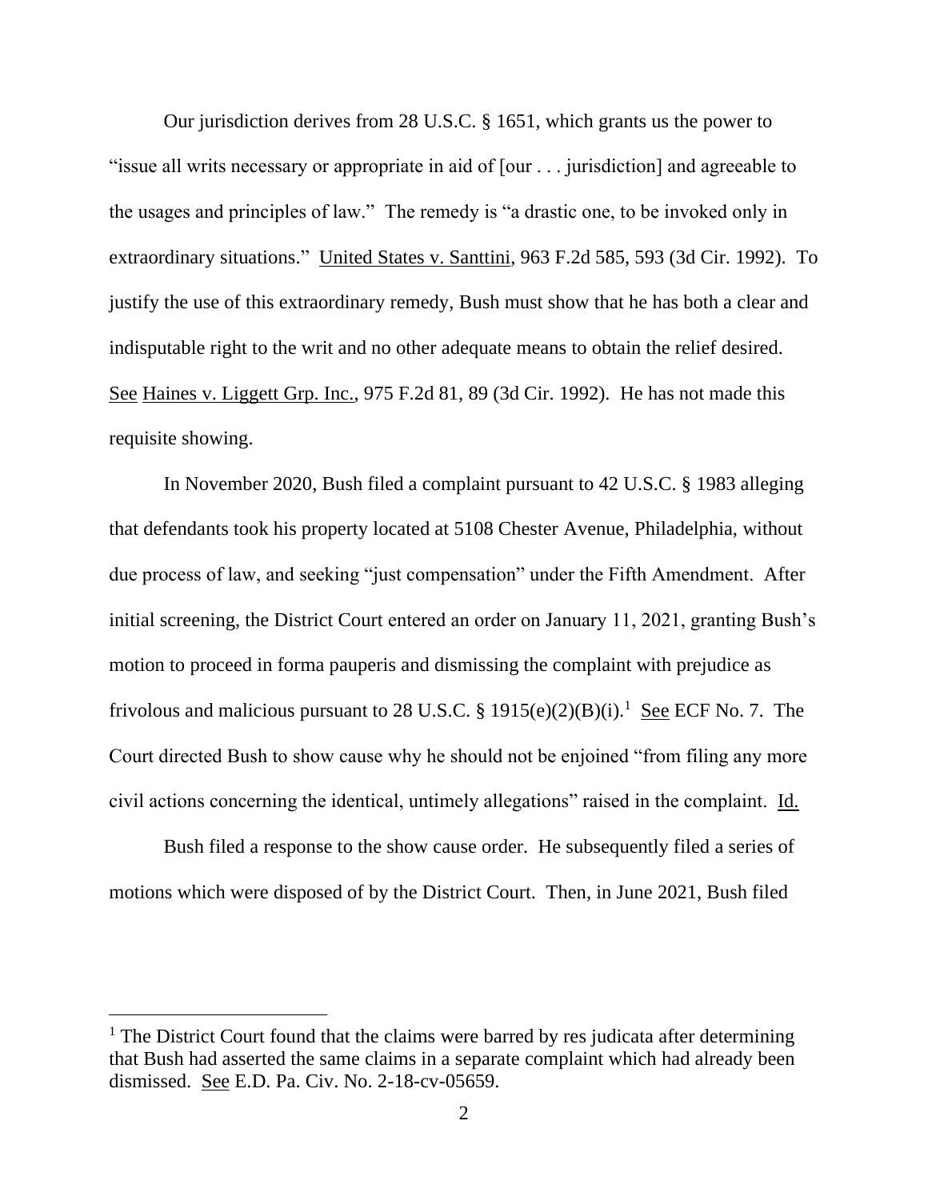Our jurisdiction derives from 28 U.S.C. § 1651, which grants us the power to "issue all writs necessary or appropriate in aid of [our . . . jurisdiction] and agreeable to the usages and principles of law." The remedy is "a drastic one, to be invoked only in extraordinary situations." United States v. Santtini, 963 F.2d 585, 593 (3d Cir. 1992). To justify the use of this extraordinary remedy, Bush must show that he has both a clear and indisputable right to the writ and no other adequate means to obtain the relief desired. See Haines v. Liggett Grp. Inc., 975 F.2d 81, 89 (3d Cir. 1992). He has not made this requisite showing.

In November 2020, Bush filed a complaint pursuant to 42 U.S.C. § 1983 alleging that defendants took his property located at 5108 Chester Avenue, Philadelphia, without due process of law, and seeking "just compensation" under the Fifth Amendment. After initial screening, the District Court entered an order on January 11, 2021, granting Bush's motion to proceed in forma pauperis and dismissing the complaint with prejudice as frivolous and malicious pursuant to 28 U.S.C. § 1915(e)(2)(B)(i).[1] See ECF No. 7. The Court directed Bush to show cause why he should not be enjoined "from filing any more civil actions concerning the identical, untimely allegations" raised in the complaint. Id.

Bush filed a response to the show cause order. He subsequently filed a series of motions which were disposed of by the District Court. Then, in June 2021, Bush filed

[1] The District Court found that the claims were barred by res judicata after determining that Bush had asserted the same claims in a separate complaint which had already been dismissed. See E.D. Pa. Civ. No. 2-18-cv-05659.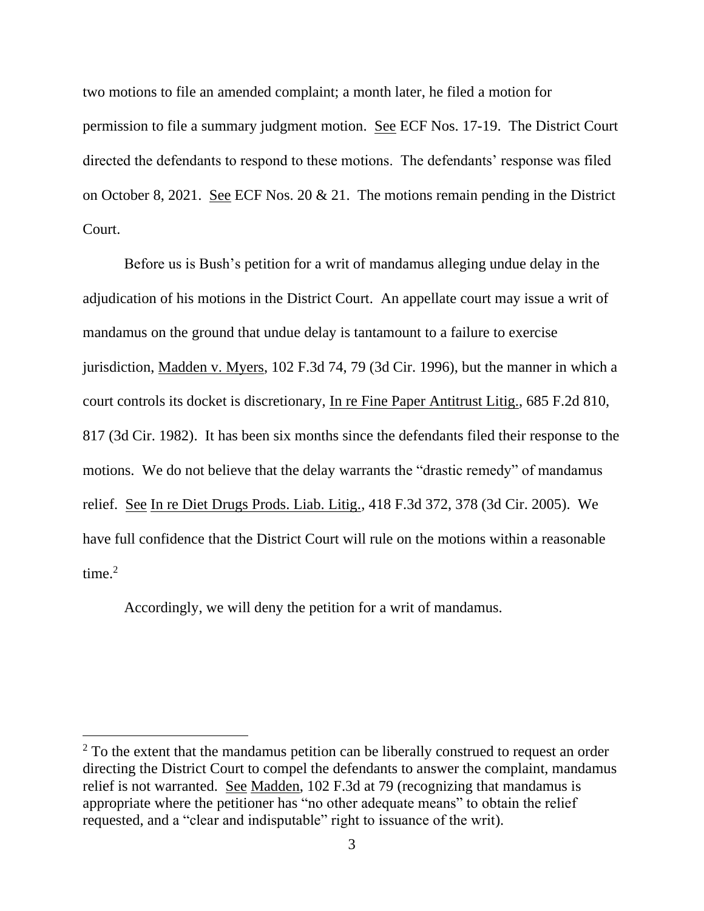two motions to file an amended complaint; a month later, he filed a motion for permission to file a summary judgment motion. See ECF Nos. 17-19. The District Court directed the defendants to respond to these motions. The defendants' response was filed on October 8, 2021. See ECF Nos. 20 & 21. The motions remain pending in the District Court.

Before us is Bush's petition for a writ of mandamus alleging undue delay in the adjudication of his motions in the District Court. An appellate court may issue a writ of mandamus on the ground that undue delay is tantamount to a failure to exercise jurisdiction, Madden v. Myers, 102 F.3d 74, 79 (3d Cir. 1996), but the manner in which a court controls its docket is discretionary, In re Fine Paper Antitrust Litig., 685 F.2d 810, 817 (3d Cir. 1982). It has been six months since the defendants filed their response to the motions. We do not believe that the delay warrants the "drastic remedy" of mandamus relief. See In re Diet Drugs Prods. Liab. Litig., 418 F.3d 372, 378 (3d Cir. 2005). We have full confidence that the District Court will rule on the motions within a reasonable time.[2]

Accordingly, we will deny the petition for a writ of mandamus.

---

[2] To the extent that the mandamus petition can be liberally construed to request an order directing the District Court to compel the defendants to answer the complaint, mandamus relief is not warranted. See Madden, 102 F.3d at 79 (recognizing that mandamus is appropriate where the petitioner has "no other adequate means" to obtain the relief requested, and a "clear and indisputable" right to issuance of the writ).